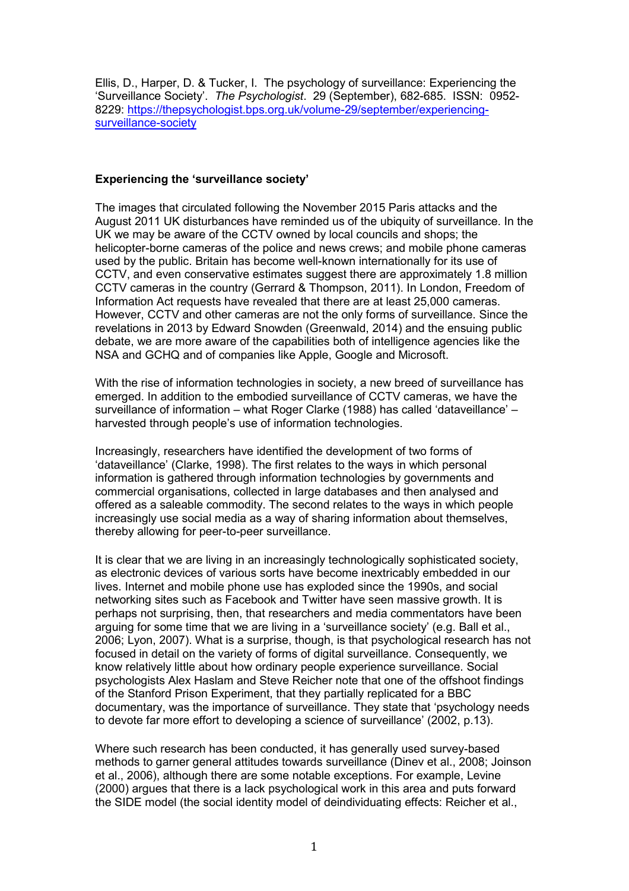Ellis, D., Harper, D. & Tucker, I. The psychology of surveillance: Experiencing the 'Surveillance Society'. *The Psychologist*. 29 (September), 682-685. ISSN: 0952-8229: [https://thepsychologist.bps.org.uk/volume-29/september/experiencing-surveillance-society](https://thepsychologist.bps.org.uk/volume-29/september/experiencing-surveillance-society)

**Experiencing the 'surveillance society'**

The images that circulated following the November 2015 Paris attacks and the August 2011 UK disturbances have reminded us of the ubiquity of surveillance. In the UK we may be aware of the CCTV owned by local councils and shops; the helicopter-borne cameras of the police and news crews; and mobile phone cameras used by the public. Britain has become well-known internationally for its use of CCTV, and even conservative estimates suggest there are approximately 1.8 million CCTV cameras in the country (Gerrard & Thompson, 2011). In London, Freedom of Information Act requests have revealed that there are at least 25,000 cameras. However, CCTV and other cameras are not the only forms of surveillance. Since the revelations in 2013 by Edward Snowden (Greenwald, 2014) and the ensuing public debate, we are more aware of the capabilities both of intelligence agencies like the NSA and GCHQ and of companies like Apple, Google and Microsoft.

With the rise of information technologies in society, a new breed of surveillance has emerged. In addition to the embodied surveillance of CCTV cameras, we have the surveillance of information – what Roger Clarke (1988) has called 'dataveillance' – harvested through people's use of information technologies.

Increasingly, researchers have identified the development of two forms of 'dataveillance' (Clarke, 1998). The first relates to the ways in which personal information is gathered through information technologies by governments and commercial organisations, collected in large databases and then analysed and offered as a saleable commodity. The second relates to the ways in which people increasingly use social media as a way of sharing information about themselves, thereby allowing for peer-to-peer surveillance.

It is clear that we are living in an increasingly technologically sophisticated society, as electronic devices of various sorts have become inextricably embedded in our lives. Internet and mobile phone use has exploded since the 1990s, and social networking sites such as Facebook and Twitter have seen massive growth. It is perhaps not surprising, then, that researchers and media commentators have been arguing for some time that we are living in a 'surveillance society' (e.g. Ball et al., 2006; Lyon, 2007). What is a surprise, though, is that psychological research has not focused in detail on the variety of forms of digital surveillance. Consequently, we know relatively little about how ordinary people experience surveillance. Social psychologists Alex Haslam and Steve Reicher note that one of the offshoot findings of the Stanford Prison Experiment, that they partially replicated for a BBC documentary, was the importance of surveillance. They state that 'psychology needs to devote far more effort to developing a science of surveillance' (2002, p.13).

Where such research has been conducted, it has generally used survey-based methods to garner general attitudes towards surveillance (Dinev et al., 2008; Joinson et al., 2006), although there are some notable exceptions. For example, Levine (2000) argues that there is a lack psychological work in this area and puts forward the SIDE model (the social identity model of deindividuating effects: Reicher et al.,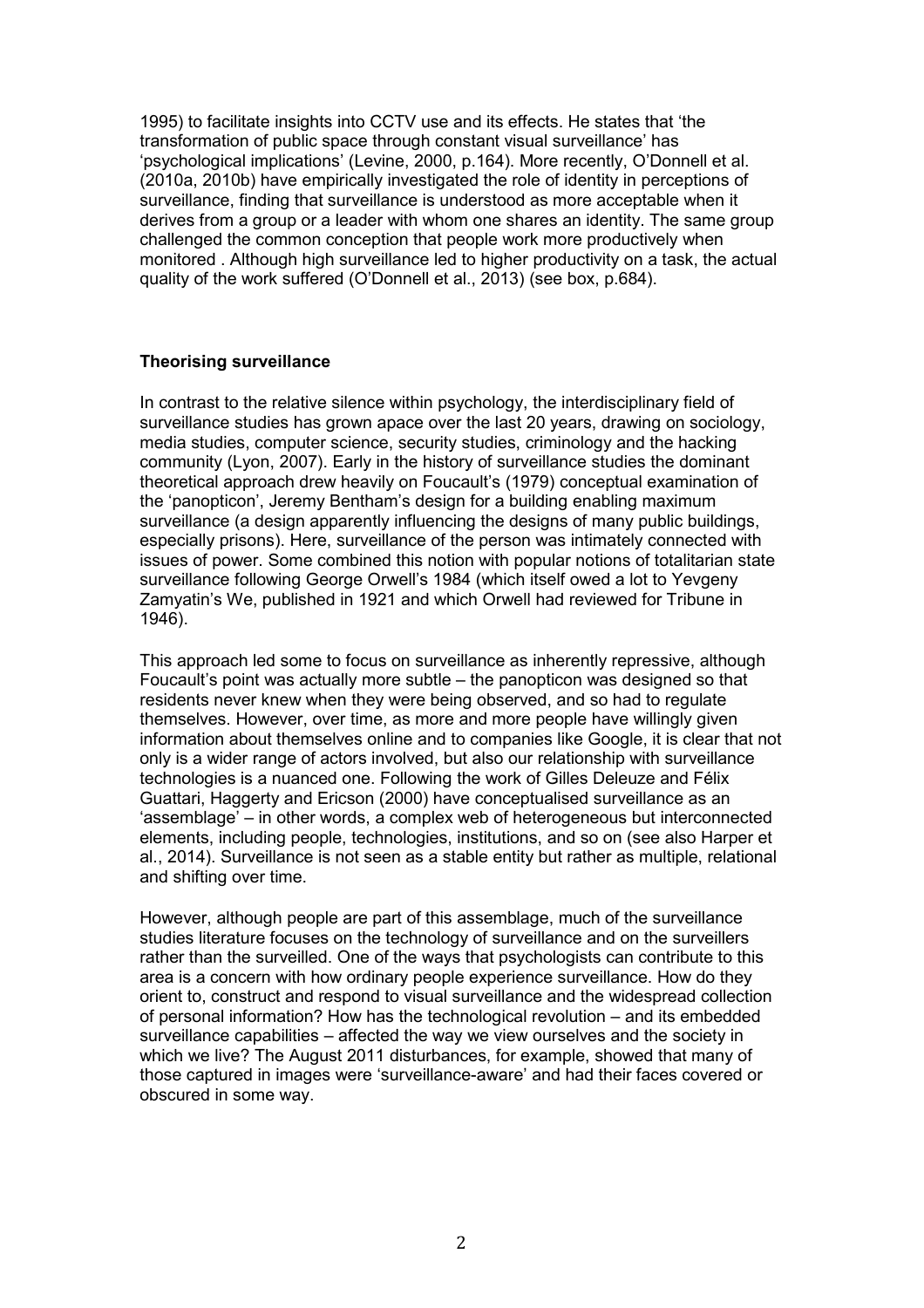1995) to facilitate insights into CCTV use and its effects. He states that 'the transformation of public space through constant visual surveillance' has 'psychological implications' (Levine, 2000, p.164). More recently, O'Donnell et al. (2010a, 2010b) have empirically investigated the role of identity in perceptions of surveillance, finding that surveillance is understood as more acceptable when it derives from a group or a leader with whom one shares an identity. The same group challenged the common conception that people work more productively when monitored . Although high surveillance led to higher productivity on a task, the actual quality of the work suffered (O'Donnell et al., 2013) (see box, p.684).

## Theorising surveillance

In contrast to the relative silence within psychology, the interdisciplinary field of surveillance studies has grown apace over the last 20 years, drawing on sociology, media studies, computer science, security studies, criminology and the hacking community (Lyon, 2007). Early in the history of surveillance studies the dominant theoretical approach drew heavily on Foucault's (1979) conceptual examination of the 'panopticon', Jeremy Bentham's design for a building enabling maximum surveillance (a design apparently influencing the designs of many public buildings, especially prisons). Here, surveillance of the person was intimately connected with issues of power. Some combined this notion with popular notions of totalitarian state surveillance following George Orwell's 1984 (which itself owed a lot to Yevgeny Zamyatin's We, published in 1921 and which Orwell had reviewed for Tribune in 1946).

This approach led some to focus on surveillance as inherently repressive, although Foucault's point was actually more subtle – the panopticon was designed so that residents never knew when they were being observed, and so had to regulate themselves. However, over time, as more and more people have willingly given information about themselves online and to companies like Google, it is clear that not only is a wider range of actors involved, but also our relationship with surveillance technologies is a nuanced one. Following the work of Gilles Deleuze and Félix Guattari, Haggerty and Ericson (2000) have conceptualised surveillance as an 'assemblage' – in other words, a complex web of heterogeneous but interconnected elements, including people, technologies, institutions, and so on (see also Harper et al., 2014). Surveillance is not seen as a stable entity but rather as multiple, relational and shifting over time.

However, although people are part of this assemblage, much of the surveillance studies literature focuses on the technology of surveillance and on the surveillers rather than the surveilled. One of the ways that psychologists can contribute to this area is a concern with how ordinary people experience surveillance. How do they orient to, construct and respond to visual surveillance and the widespread collection of personal information? How has the technological revolution – and its embedded surveillance capabilities – affected the way we view ourselves and the society in which we live? The August 2011 disturbances, for example, showed that many of those captured in images were 'surveillance-aware' and had their faces covered or obscured in some way.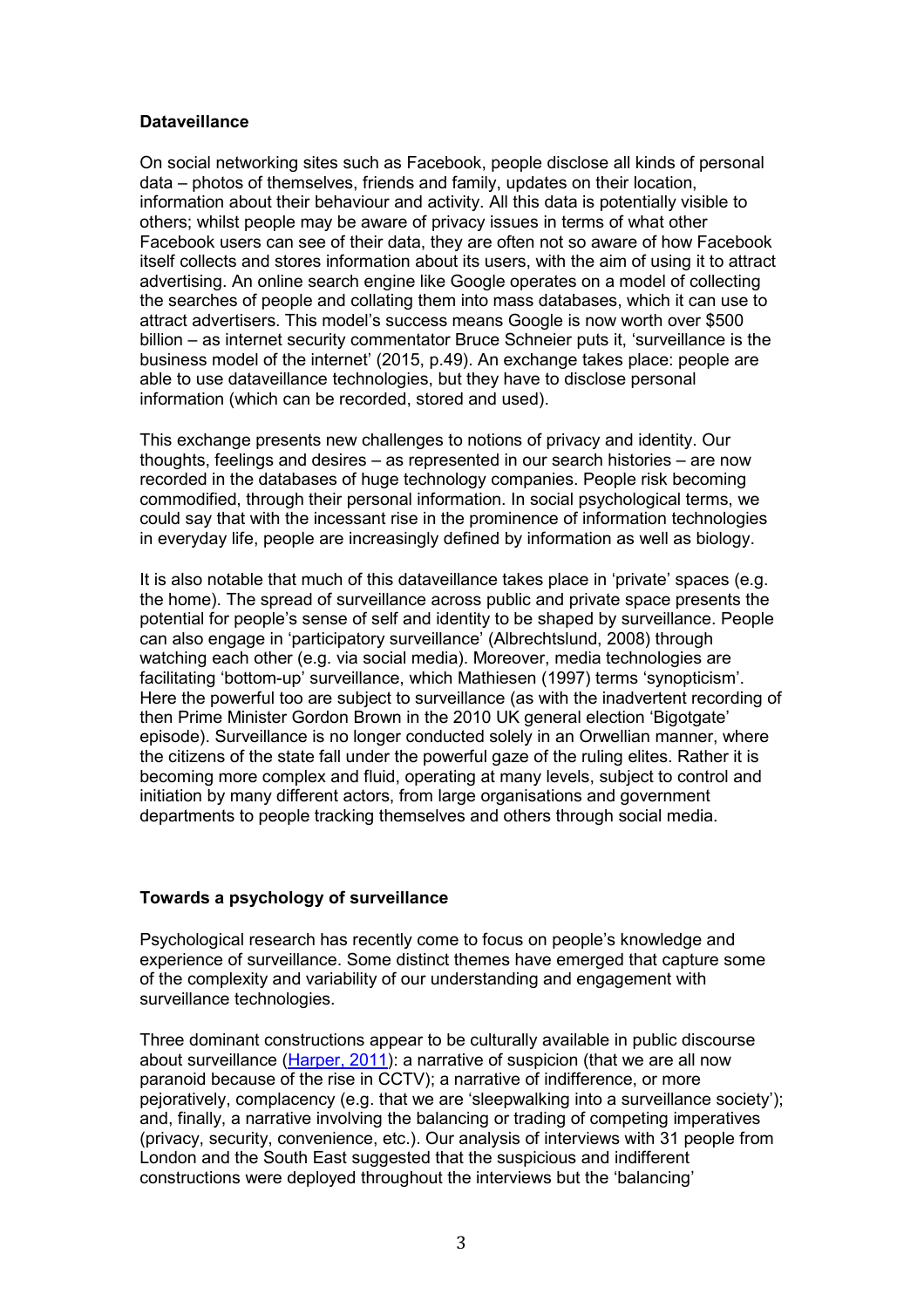**Dataveillance**

On social networking sites such as Facebook, people disclose all kinds of personal data – photos of themselves, friends and family, updates on their location, information about their behaviour and activity. All this data is potentially visible to others; whilst people may be aware of privacy issues in terms of what other Facebook users can see of their data, they are often not so aware of how Facebook itself collects and stores information about its users, with the aim of using it to attract advertising. An online search engine like Google operates on a model of collecting the searches of people and collating them into mass databases, which it can use to attract advertisers. This model's success means Google is now worth over $500 billion – as internet security commentator Bruce Schneier puts it, 'surveillance is the business model of the internet' (2015, p.49). An exchange takes place: people are able to use dataveillance technologies, but they have to disclose personal information (which can be recorded, stored and used).

This exchange presents new challenges to notions of privacy and identity. Our thoughts, feelings and desires – as represented in our search histories – are now recorded in the databases of huge technology companies. People risk becoming commodified, through their personal information. In social psychological terms, we could say that with the incessant rise in the prominence of information technologies in everyday life, people are increasingly defined by information as well as biology.

It is also notable that much of this dataveillance takes place in 'private' spaces (e.g. the home). The spread of surveillance across public and private space presents the potential for people's sense of self and identity to be shaped by surveillance. People can also engage in 'participatory surveillance' (Albrechtslund, 2008) through watching each other (e.g. via social media). Moreover, media technologies are facilitating 'bottom-up' surveillance, which Mathiesen (1997) terms 'synopticism'. Here the powerful too are subject to surveillance (as with the inadvertent recording of then Prime Minister Gordon Brown in the 2010 UK general election 'Bigotgate' episode). Surveillance is no longer conducted solely in an Orwellian manner, where the citizens of the state fall under the powerful gaze of the ruling elites. Rather it is becoming more complex and fluid, operating at many levels, subject to control and initiation by many different actors, from large organisations and government departments to people tracking themselves and others through social media.

**Towards a psychology of surveillance**

Psychological research has recently come to focus on people's knowledge and experience of surveillance. Some distinct themes have emerged that capture some of the complexity and variability of our understanding and engagement with surveillance technologies.

Three dominant constructions appear to be culturally available in public discourse about surveillance (Harper, 2011): a narrative of suspicion (that we are all now paranoid because of the rise in CCTV); a narrative of indifference, or more pejoratively, complacency (e.g. that we are 'sleepwalking into a surveillance society'); and, finally, a narrative involving the balancing or trading of competing imperatives (privacy, security, convenience, etc.). Our analysis of interviews with 31 people from London and the South East suggested that the suspicious and indifferent constructions were deployed throughout the interviews but the 'balancing'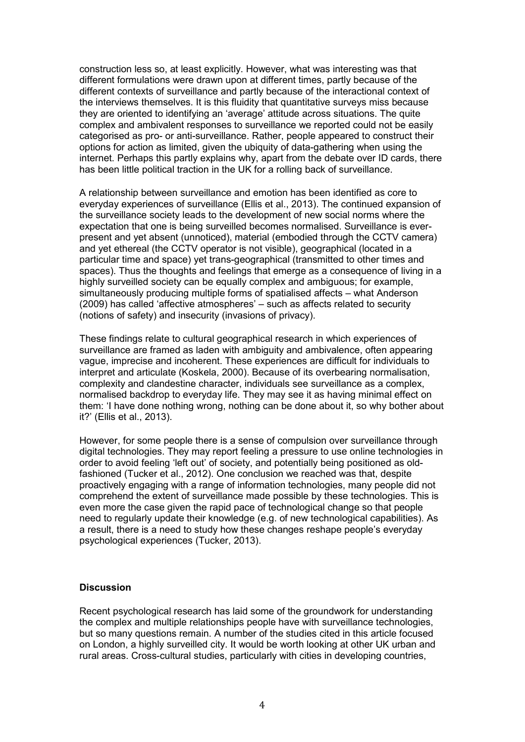construction less so, at least explicitly. However, what was interesting was that different formulations were drawn upon at different times, partly because of the different contexts of surveillance and partly because of the interactional context of the interviews themselves. It is this fluidity that quantitative surveys miss because they are oriented to identifying an 'average' attitude across situations. The quite complex and ambivalent responses to surveillance we reported could not be easily categorised as pro- or anti-surveillance. Rather, people appeared to construct their options for action as limited, given the ubiquity of data-gathering when using the internet. Perhaps this partly explains why, apart from the debate over ID cards, there has been little political traction in the UK for a rolling back of surveillance.

A relationship between surveillance and emotion has been identified as core to everyday experiences of surveillance (Ellis et al., 2013). The continued expansion of the surveillance society leads to the development of new social norms where the expectation that one is being surveilled becomes normalised. Surveillance is ever-present and yet absent (unnoticed), material (embodied through the CCTV camera) and yet ethereal (the CCTV operator is not visible), geographical (located in a particular time and space) yet trans-geographical (transmitted to other times and spaces). Thus the thoughts and feelings that emerge as a consequence of living in a highly surveilled society can be equally complex and ambiguous; for example, simultaneously producing multiple forms of spatialised affects – what Anderson (2009) has called 'affective atmospheres' – such as affects related to security (notions of safety) and insecurity (invasions of privacy).

These findings relate to cultural geographical research in which experiences of surveillance are framed as laden with ambiguity and ambivalence, often appearing vague, imprecise and incoherent. These experiences are difficult for individuals to interpret and articulate (Koskela, 2000). Because of its overbearing normalisation, complexity and clandestine character, individuals see surveillance as a complex, normalised backdrop to everyday life. They may see it as having minimal effect on them: 'I have done nothing wrong, nothing can be done about it, so why bother about it?' (Ellis et al., 2013).

However, for some people there is a sense of compulsion over surveillance through digital technologies. They may report feeling a pressure to use online technologies in order to avoid feeling 'left out' of society, and potentially being positioned as old-fashioned (Tucker et al., 2012). One conclusion we reached was that, despite proactively engaging with a range of information technologies, many people did not comprehend the extent of surveillance made possible by these technologies. This is even more the case given the rapid pace of technological change so that people need to regularly update their knowledge (e.g. of new technological capabilities). As a result, there is a need to study how these changes reshape people's everyday psychological experiences (Tucker, 2013).

## Discussion

Recent psychological research has laid some of the groundwork for understanding the complex and multiple relationships people have with surveillance technologies, but so many questions remain. A number of the studies cited in this article focused on London, a highly surveilled city. It would be worth looking at other UK urban and rural areas. Cross-cultural studies, particularly with cities in developing countries,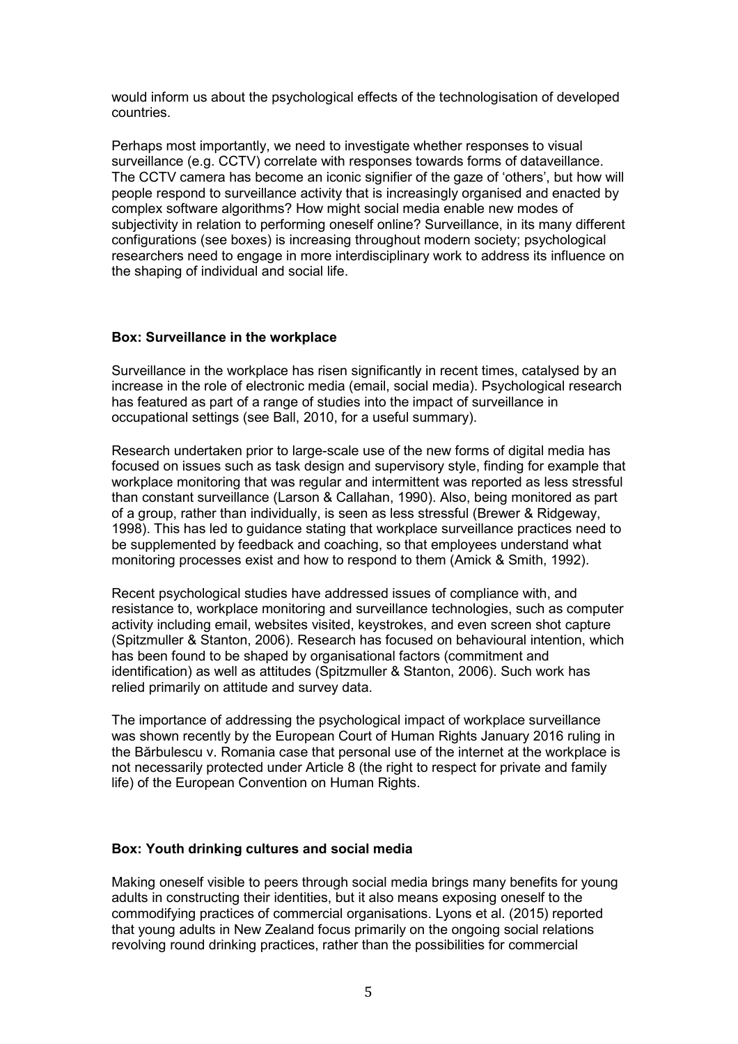would inform us about the psychological effects of the technologisation of developed countries.

Perhaps most importantly, we need to investigate whether responses to visual surveillance (e.g. CCTV) correlate with responses towards forms of dataveillance. The CCTV camera has become an iconic signifier of the gaze of 'others', but how will people respond to surveillance activity that is increasingly organised and enacted by complex software algorithms? How might social media enable new modes of subjectivity in relation to performing oneself online? Surveillance, in its many different configurations (see boxes) is increasing throughout modern society; psychological researchers need to engage in more interdisciplinary work to address its influence on the shaping of individual and social life.

**Box: Surveillance in the workplace**

Surveillance in the workplace has risen significantly in recent times, catalysed by an increase in the role of electronic media (email, social media). Psychological research has featured as part of a range of studies into the impact of surveillance in occupational settings (see Ball, 2010, for a useful summary).

Research undertaken prior to large-scale use of the new forms of digital media has focused on issues such as task design and supervisory style, finding for example that workplace monitoring that was regular and intermittent was reported as less stressful than constant surveillance (Larson & Callahan, 1990). Also, being monitored as part of a group, rather than individually, is seen as less stressful (Brewer & Ridgeway, 1998). This has led to guidance stating that workplace surveillance practices need to be supplemented by feedback and coaching, so that employees understand what monitoring processes exist and how to respond to them (Amick & Smith, 1992).

Recent psychological studies have addressed issues of compliance with, and resistance to, workplace monitoring and surveillance technologies, such as computer activity including email, websites visited, keystrokes, and even screen shot capture (Spitzmuller & Stanton, 2006). Research has focused on behavioural intention, which has been found to be shaped by organisational factors (commitment and identification) as well as attitudes (Spitzmuller & Stanton, 2006). Such work has relied primarily on attitude and survey data.

The importance of addressing the psychological impact of workplace surveillance was shown recently by the European Court of Human Rights January 2016 ruling in the Bărbulescu v. Romania case that personal use of the internet at the workplace is not necessarily protected under Article 8 (the right to respect for private and family life) of the European Convention on Human Rights.

**Box: Youth drinking cultures and social media**

Making oneself visible to peers through social media brings many benefits for young adults in constructing their identities, but it also means exposing oneself to the commodifying practices of commercial organisations. Lyons et al. (2015) reported that young adults in New Zealand focus primarily on the ongoing social relations revolving round drinking practices, rather than the possibilities for commercial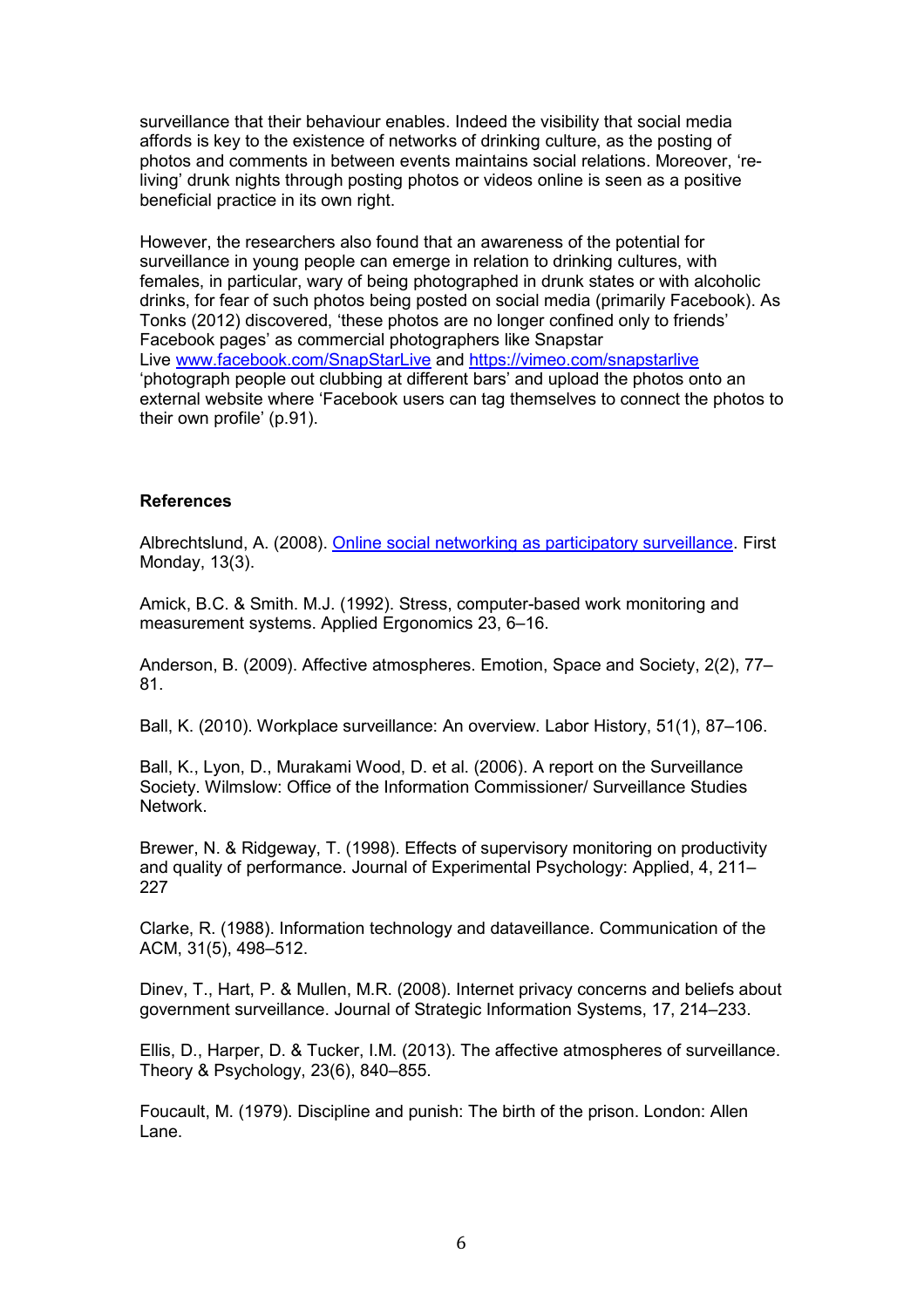surveillance that their behaviour enables. Indeed the visibility that social media affords is key to the existence of networks of drinking culture, as the posting of photos and comments in between events maintains social relations. Moreover, 're-living' drunk nights through posting photos or videos online is seen as a positive beneficial practice in its own right.

However, the researchers also found that an awareness of the potential for surveillance in young people can emerge in relation to drinking cultures, with females, in particular, wary of being photographed in drunk states or with alcoholic drinks, for fear of such photos being posted on social media (primarily Facebook). As Tonks (2012) discovered, 'these photos are no longer confined only to friends' Facebook pages' as commercial photographers like Snapstar Live [www.facebook.com/SnapStarLive](www.facebook.com/SnapStarLive) and [https://vimeo.com/snapstarlive](https://vimeo.com/snapstarlive) 'photograph people out clubbing at different bars' and upload the photos onto an external website where 'Facebook users can tag themselves to connect the photos to their own profile' (p.91).

**References**

Albrechtslund, A. (2008). Online social networking as participatory surveillance. First Monday, 13(3).

Amick, B.C. & Smith. M.J. (1992). Stress, computer-based work monitoring and measurement systems. Applied Ergonomics 23, 6–16.

Anderson, B. (2009). Affective atmospheres. Emotion, Space and Society, 2(2), 77–81.

Ball, K. (2010). Workplace surveillance: An overview. Labor History, 51(1), 87–106.

Ball, K., Lyon, D., Murakami Wood, D. et al. (2006). A report on the Surveillance Society. Wilmslow: Office of the Information Commissioner/ Surveillance Studies Network.

Brewer, N. & Ridgeway, T. (1998). Effects of supervisory monitoring on productivity and quality of performance. Journal of Experimental Psychology: Applied, 4, 211–227

Clarke, R. (1988). Information technology and dataveillance. Communication of the ACM, 31(5), 498–512.

Dinev, T., Hart, P. & Mullen, M.R. (2008). Internet privacy concerns and beliefs about government surveillance. Journal of Strategic Information Systems, 17, 214–233.

Ellis, D., Harper, D. & Tucker, I.M. (2013). The affective atmospheres of surveillance. Theory & Psychology, 23(6), 840–855.

Foucault, M. (1979). Discipline and punish: The birth of the prison. London: Allen Lane.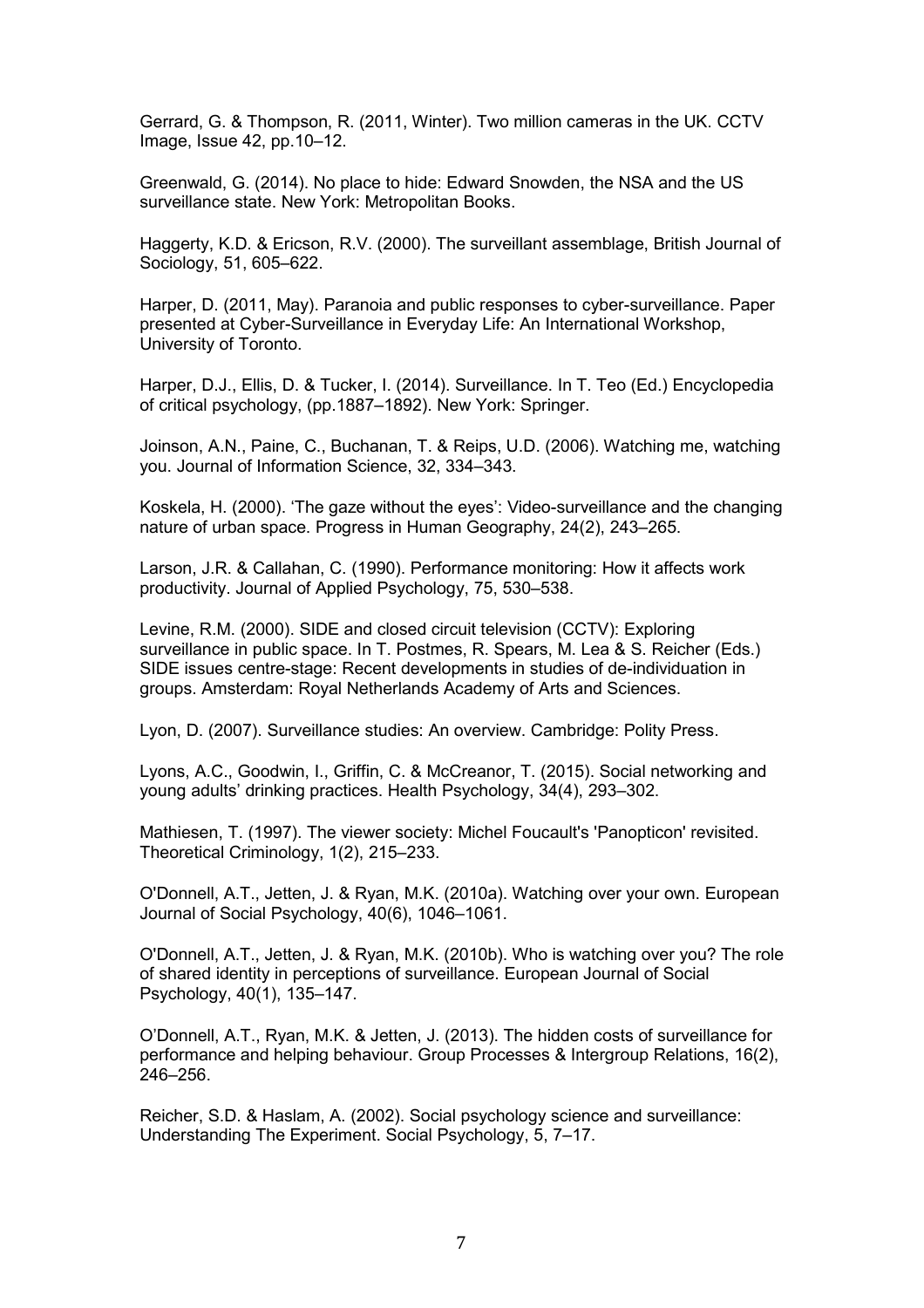Gerrard, G. & Thompson, R. (2011, Winter). Two million cameras in the UK. CCTV Image, Issue 42, pp.10–12.

Greenwald, G. (2014). No place to hide: Edward Snowden, the NSA and the US surveillance state. New York: Metropolitan Books.

Haggerty, K.D. & Ericson, R.V. (2000). The surveillant assemblage, British Journal of Sociology, 51, 605–622.

Harper, D. (2011, May). Paranoia and public responses to cyber-surveillance. Paper presented at Cyber-Surveillance in Everyday Life: An International Workshop, University of Toronto.

Harper, D.J., Ellis, D. & Tucker, I. (2014). Surveillance. In T. Teo (Ed.) Encyclopedia of critical psychology, (pp.1887–1892). New York: Springer.

Joinson, A.N., Paine, C., Buchanan, T. & Reips, U.D. (2006). Watching me, watching you. Journal of Information Science, 32, 334–343.

Koskela, H. (2000). 'The gaze without the eyes': Video-surveillance and the changing nature of urban space. Progress in Human Geography, 24(2), 243–265.

Larson, J.R. & Callahan, C. (1990). Performance monitoring: How it affects work productivity. Journal of Applied Psychology, 75, 530–538.

Levine, R.M. (2000). SIDE and closed circuit television (CCTV): Exploring surveillance in public space. In T. Postmes, R. Spears, M. Lea & S. Reicher (Eds.) SIDE issues centre-stage: Recent developments in studies of de-individuation in groups. Amsterdam: Royal Netherlands Academy of Arts and Sciences.

Lyon, D. (2007). Surveillance studies: An overview. Cambridge: Polity Press.

Lyons, A.C., Goodwin, I., Griffin, C. & McCreanor, T. (2015). Social networking and young adults' drinking practices. Health Psychology, 34(4), 293–302.

Mathiesen, T. (1997). The viewer society: Michel Foucault's 'Panopticon' revisited. Theoretical Criminology, 1(2), 215–233.

O'Donnell, A.T., Jetten, J. & Ryan, M.K. (2010a). Watching over your own. European Journal of Social Psychology, 40(6), 1046–1061.

O'Donnell, A.T., Jetten, J. & Ryan, M.K. (2010b). Who is watching over you? The role of shared identity in perceptions of surveillance. European Journal of Social Psychology, 40(1), 135–147.

O'Donnell, A.T., Ryan, M.K. & Jetten, J. (2013). The hidden costs of surveillance for performance and helping behaviour. Group Processes & Intergroup Relations, 16(2), 246–256.

Reicher, S.D. & Haslam, A. (2002). Social psychology science and surveillance: Understanding The Experiment. Social Psychology, 5, 7–17.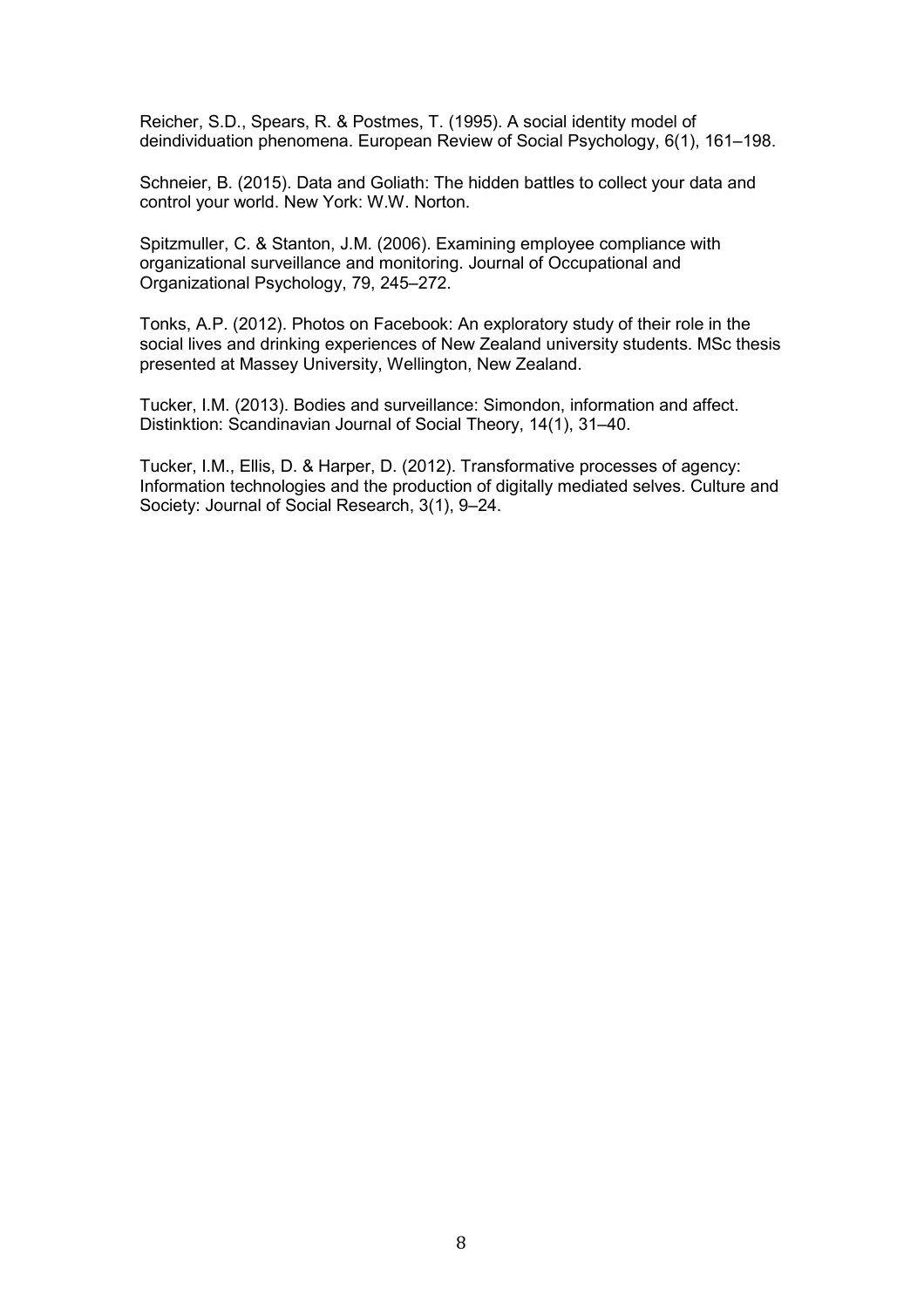Reicher, S.D., Spears, R. & Postmes, T. (1995). A social identity model of deindividuation phenomena. European Review of Social Psychology, 6(1), 161–198.

Schneier, B. (2015). Data and Goliath: The hidden battles to collect your data and control your world. New York: W.W. Norton.

Spitzmuller, C. & Stanton, J.M. (2006). Examining employee compliance with organizational surveillance and monitoring. Journal of Occupational and Organizational Psychology, 79, 245–272.

Tonks, A.P. (2012). Photos on Facebook: An exploratory study of their role in the social lives and drinking experiences of New Zealand university students. MSc thesis presented at Massey University, Wellington, New Zealand.

Tucker, I.M. (2013). Bodies and surveillance: Simondon, information and affect. Distinktion: Scandinavian Journal of Social Theory, 14(1), 31–40.

Tucker, I.M., Ellis, D. & Harper, D. (2012). Transformative processes of agency: Information technologies and the production of digitally mediated selves. Culture and Society: Journal of Social Research, 3(1), 9–24.